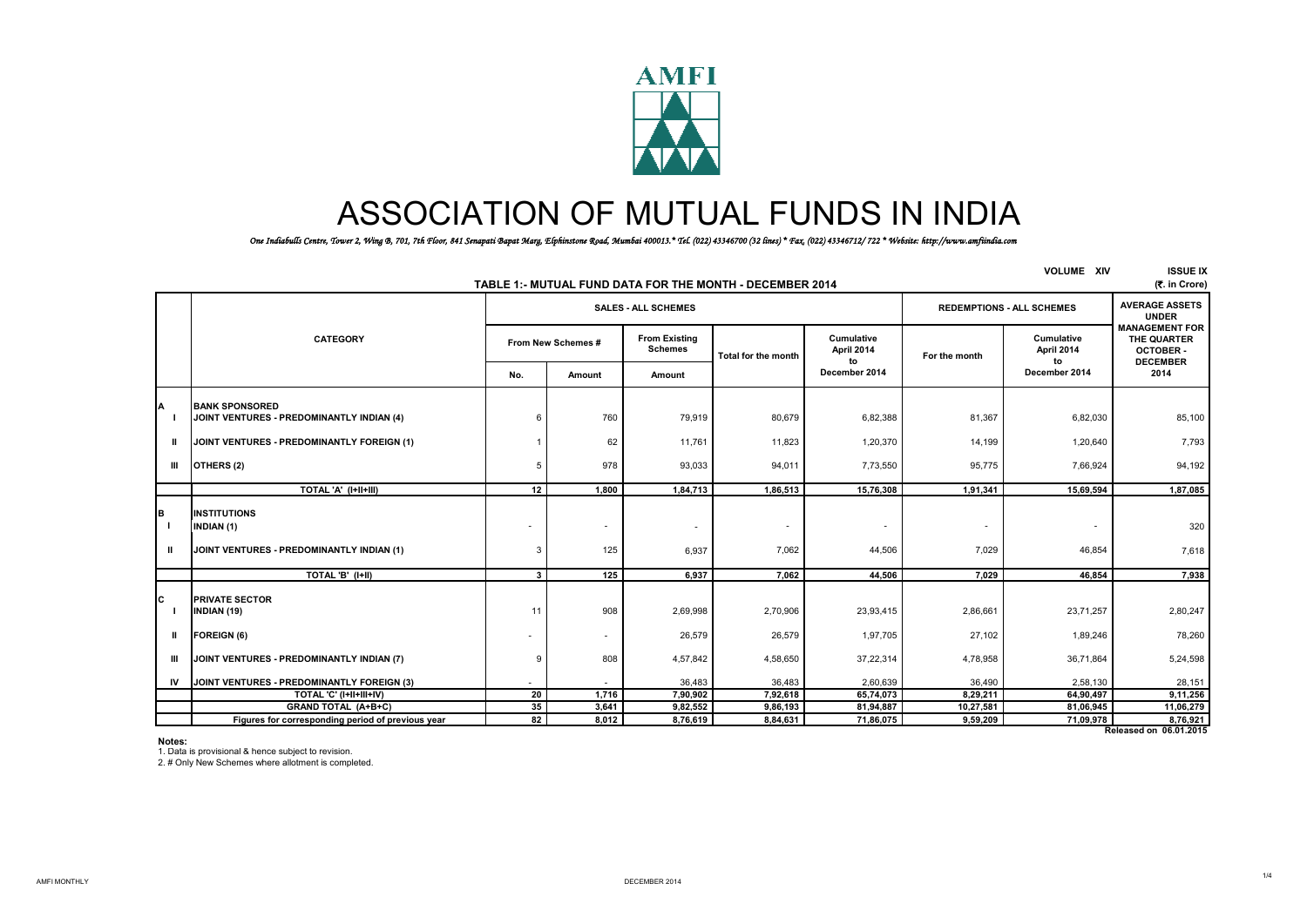# ASSOCIATION OF MUTUAL FUNDS IN INDIA

*One Indiabulls Centre, Tower 2, Wing B, 701, 7th Floor, 841 Senapati Bapat Marg, Elphinstone Road, Mumbai 400013.* Tel. (022) 43346700 (32 lines) * Fax, (022) 43346712/ 722 * Website: http://www.amfiindia.com*

VOLUME XIV ISSUE IX

## TABLE 1:- MUTUAL FUND DATA FOR THE MONTH - DECEMBER 2014

(₹. in Crore)

| | CATEGORY | SALES - ALL SCHEMES | | | | | REDEMPTIONS - ALL SCHEMES | | AVERAGE ASSETS UNDER MANAGEMENT FOR THE QUARTER OCTOBER - DECEMBER 2014 |
|---|---|---|---|---|---|---|---|---|---|
| | | From New Schemes # | | From Existing Schemes | Total for the month | Cumulative April 2014 to December 2014 | For the month | Cumulative April 2014 to December 2014 | |
| | | No. | Amount | Amount | | | | | |
| A | BANK SPONSORED | | | | | | | | |
| I | JOINT VENTURES - PREDOMINANTLY INDIAN (4) | 6 | 760 | 79,919 | 80,679 | 6,82,388 | 81,367 | 6,82,030 | 85,100 |
| II | JOINT VENTURES - PREDOMINANTLY FOREIGN (1) | 1 | 62 | 11,761 | 11,823 | 1,20,370 | 14,199 | 1,20,640 | 7,793 |
| III | OTHERS (2) | 5 | 978 | 93,033 | 94,011 | 7,73,550 | 95,775 | 7,66,924 | 94,192 |
| | TOTAL 'A' (I+II+III) | 12 | 1,800 | 1,84,713 | 1,86,513 | 15,76,308 | 1,91,341 | 15,69,594 | 1,87,085 |
| B | INSTITUTIONS | | | | | | | | |
| I | INDIAN (1) | - | - | - | - | - | - | - | 320 |
| II | JOINT VENTURES - PREDOMINANTLY INDIAN (1) | 3 | 125 | 6,937 | 7,062 | 44,506 | 7,029 | 46,854 | 7,618 |
| | TOTAL 'B' (I+II) | 3 | 125 | 6,937 | 7,062 | 44,506 | 7,029 | 46,854 | 7,938 |
| C | PRIVATE SECTOR | | | | | | | | |
| I | INDIAN (19) | 11 | 908 | 2,69,998 | 2,70,906 | 23,93,415 | 2,86,661 | 23,71,257 | 2,80,247 |
| II | FOREIGN (6) | - | - | 26,579 | 26,579 | 1,97,705 | 27,102 | 1,89,246 | 78,260 |
| III | JOINT VENTURES - PREDOMINANTLY INDIAN (7) | 9 | 808 | 4,57,842 | 4,58,650 | 37,22,314 | 4,78,958 | 36,71,864 | 5,24,598 |
| IV | JOINT VENTURES - PREDOMINANTLY FOREIGN (3) | - | - | 36,483 | 36,483 | 2,60,639 | 36,490 | 2,58,130 | 28,151 |
| | TOTAL 'C' (I+II+III+IV) | 20 | 1,716 | 7,90,902 | 7,92,618 | 65,74,073 | 8,29,211 | 64,90,497 | 9,11,256 |
| | GRAND TOTAL (A+B+C) | 35 | 3,641 | 9,82,552 | 9,86,193 | 81,94,887 | 10,27,581 | 81,06,945 | 11,06,279 |
| | Figures for corresponding period of previous year | 82 | 8,012 | 8,76,619 | 8,84,631 | 71,86,075 | 9,59,209 | 71,09,978 | 8,76,921 |

Released on 06.01.2015

**Notes:**

1. Data is provisional & hence subject to revision.
2. # Only New Schemes where allotment is completed.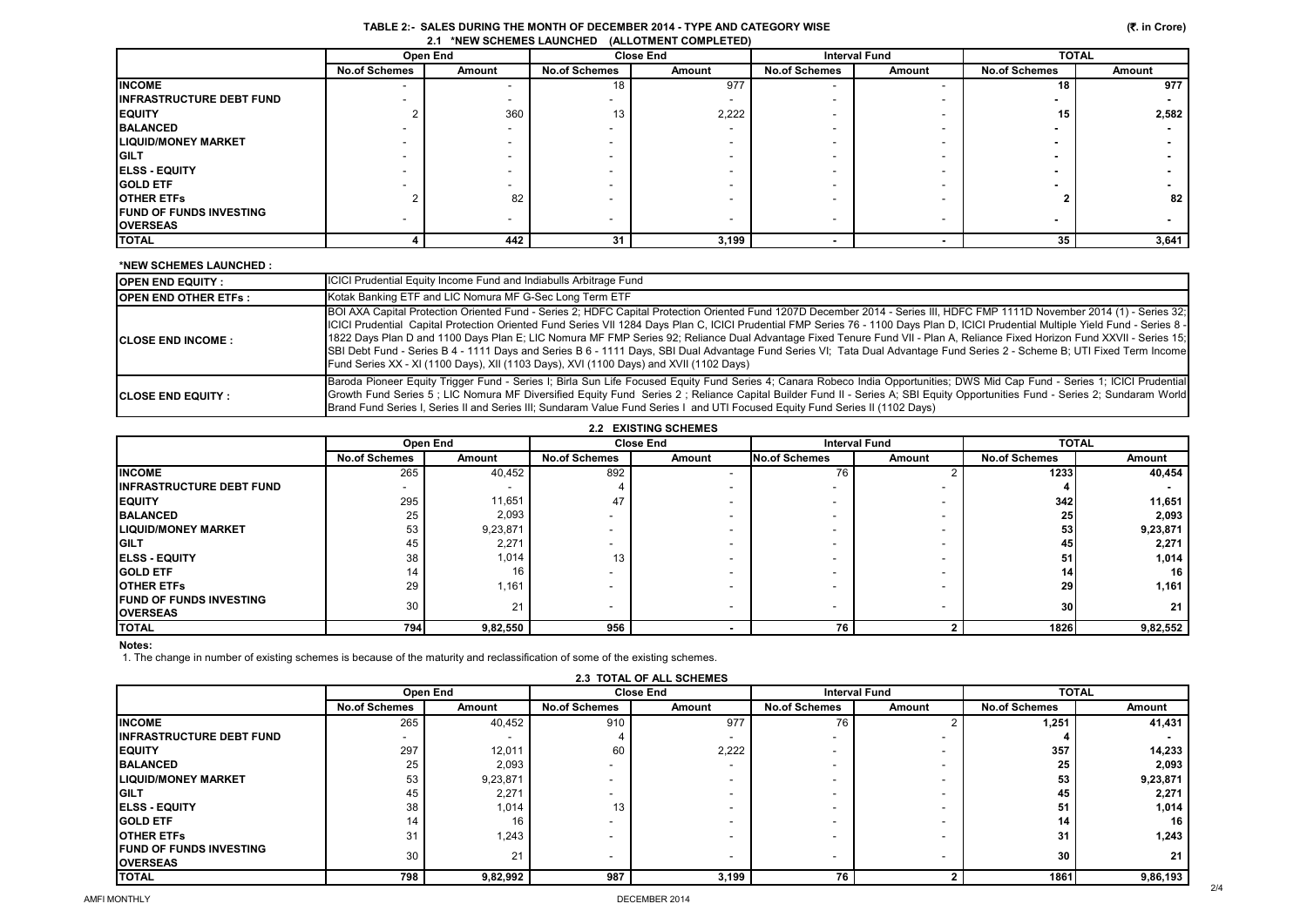## TABLE 2:- SALES DURING THE MONTH OF DECEMBER 2014 - TYPE AND CATEGORY WISE

(₹. in Crore)

### 2.1 *NEW SCHEMES LAUNCHED (ALLOTMENT COMPLETED)

| | Open End | | Close End | | Interval Fund | | TOTAL | |
|---|---|---|---|---|---|---|---|---|
| | No.of Schemes | Amount | No.of Schemes | Amount | No.of Schemes | Amount | No.of Schemes | Amount |
| **INCOME** | - | - | 18 | 977 | - | - | **18** | **977** |
| **INFRASTRUCTURE DEBT FUND** | - | - | - | - | - | - | **-** | **-** |
| **EQUITY** | 2 | 360 | 13 | 2,222 | - | - | **15** | **2,582** |
| **BALANCED** | - | - | - | - | - | - | **-** | **-** |
| **LIQUID/MONEY MARKET** | - | - | - | - | - | - | **-** | **-** |
| **GILT** | - | - | - | - | - | - | **-** | **-** |
| **ELSS - EQUITY** | - | - | - | - | - | - | **-** | **-** |
| **GOLD ETF** | - | - | - | - | - | - | **-** | **-** |
| **OTHER ETFs** | 2 | 82 | - | - | - | - | **2** | **82** |
| **FUND OF FUNDS INVESTING OVERSEAS** | - | - | - | - | - | - | **-** | **-** |
| **TOTAL** | **4** | **442** | **31** | **3,199** | **-** | **-** | **35** | **3,641** |

**\*NEW SCHEMES LAUNCHED :**

| | |
|---|---|
| **OPEN END EQUITY :** | ICICI Prudential Equity Income Fund and Indiabulls Arbitrage Fund |
| **OPEN END OTHER ETFs :** | Kotak Banking ETF and LIC Nomura MF G-Sec Long Term ETF |
| **CLOSE END INCOME :** | BOI AXA Capital Protection Oriented Fund - Series 2; HDFC Capital Protection Oriented Fund 1207D December 2014 - Series III, HDFC FMP 1111D November 2014 (1) - Series 32; ICICI Prudential Capital Protection Oriented Fund Series VII 1284 Days Plan C, ICICI Prudential FMP Series 76 - 1100 Days Plan D, ICICI Prudential Multiple Yield Fund - Series 8 - 1822 Days Plan D and 1100 Days Plan E; LIC Nomura MF FMP Series 92; Reliance Dual Advantage Fixed Tenure Fund VII - Plan A, Reliance Fixed Horizon Fund XXVII - Series 15; SBI Debt Fund - Series B 4 - 1111 Days and Series B 6 - 1111 Days, SBI Dual Advantage Fund Series VI; Tata Dual Advantage Fund Series 2 - Scheme B; UTI Fixed Term Income Fund Series XX - XI (1100 Days), XII (1103 Days), XVI (1100 Days) and XVII (1102 Days) |
| **CLOSE END EQUITY :** | Baroda Pioneer Equity Trigger Fund - Series I; Birla Sun Life Focused Equity Fund Series 4; Canara Robeco India Opportunities; DWS Mid Cap Fund - Series 1; ICICI Prudential Growth Fund Series 5 ; LIC Nomura MF Diversified Equity Fund Series 2 ; Reliance Capital Builder Fund II - Series A; SBI Equity Opportunities Fund - Series 2; Sundaram World Brand Fund Series I, Series II and Series III; Sundaram Value Fund Series I and UTI Focused Equity Fund Series II (1102 Days) |

### 2.2 EXISTING SCHEMES

| | Open End | | Close End | | Interval Fund | | TOTAL | |
|---|---|---|---|---|---|---|---|---|
| | No.of Schemes | Amount | No.of Schemes | Amount | No.of Schemes | Amount | No.of Schemes | Amount |
| **INCOME** | 265 | 40,452 | 892 | - | 76 | 2 | **1233** | **40,454** |
| **INFRASTRUCTURE DEBT FUND** | - | - | 4 | - | - | - | **4** | **-** |
| **EQUITY** | 295 | 11,651 | 47 | - | - | - | **342** | **11,651** |
| **BALANCED** | 25 | 2,093 | - | - | - | - | **25** | **2,093** |
| **LIQUID/MONEY MARKET** | 53 | 9,23,871 | - | - | - | - | **53** | **9,23,871** |
| **GILT** | 45 | 2,271 | - | - | - | - | **45** | **2,271** |
| **ELSS - EQUITY** | 38 | 1,014 | 13 | - | - | - | **51** | **1,014** |
| **GOLD ETF** | 14 | 16 | - | - | - | - | **14** | **16** |
| **OTHER ETFs** | 29 | 1,161 | - | - | - | - | **29** | **1,161** |
| **FUND OF FUNDS INVESTING OVERSEAS** | 30 | 21 | - | - | - | - | **30** | **21** |
| **TOTAL** | **794** | **9,82,550** | **956** | **-** | **76** | **2** | **1826** | **9,82,552** |

**Notes:**

1. The change in number of existing schemes is because of the maturity and reclassification of some of the existing schemes.

### 2.3 TOTAL OF ALL SCHEMES

| | Open End | | Close End | | Interval Fund | | TOTAL | |
|---|---|---|---|---|---|---|---|---|
| | No.of Schemes | Amount | No.of Schemes | Amount | No.of Schemes | Amount | No.of Schemes | Amount |
| **INCOME** | 265 | 40,452 | 910 | 977 | 76 | 2 | **1,251** | **41,431** |
| **INFRASTRUCTURE DEBT FUND** | - | - | 4 | - | - | - | **4** | **-** |
| **EQUITY** | 297 | 12,011 | 60 | 2,222 | - | - | **357** | **14,233** |
| **BALANCED** | 25 | 2,093 | - | - | - | - | **25** | **2,093** |
| **LIQUID/MONEY MARKET** | 53 | 9,23,871 | - | - | - | - | **53** | **9,23,871** |
| **GILT** | 45 | 2,271 | - | - | - | - | **45** | **2,271** |
| **ELSS - EQUITY** | 38 | 1,014 | 13 | - | - | - | **51** | **1,014** |
| **GOLD ETF** | 14 | 16 | - | - | - | - | **14** | **16** |
| **OTHER ETFs** | 31 | 1,243 | - | - | - | - | **31** | **1,243** |
| **FUND OF FUNDS INVESTING OVERSEAS** | 30 | 21 | - | - | - | - | **30** | **21** |
| **TOTAL** | **798** | **9,82,992** | **987** | **3,199** | **76** | **2** | **1861** | **9,86,193** |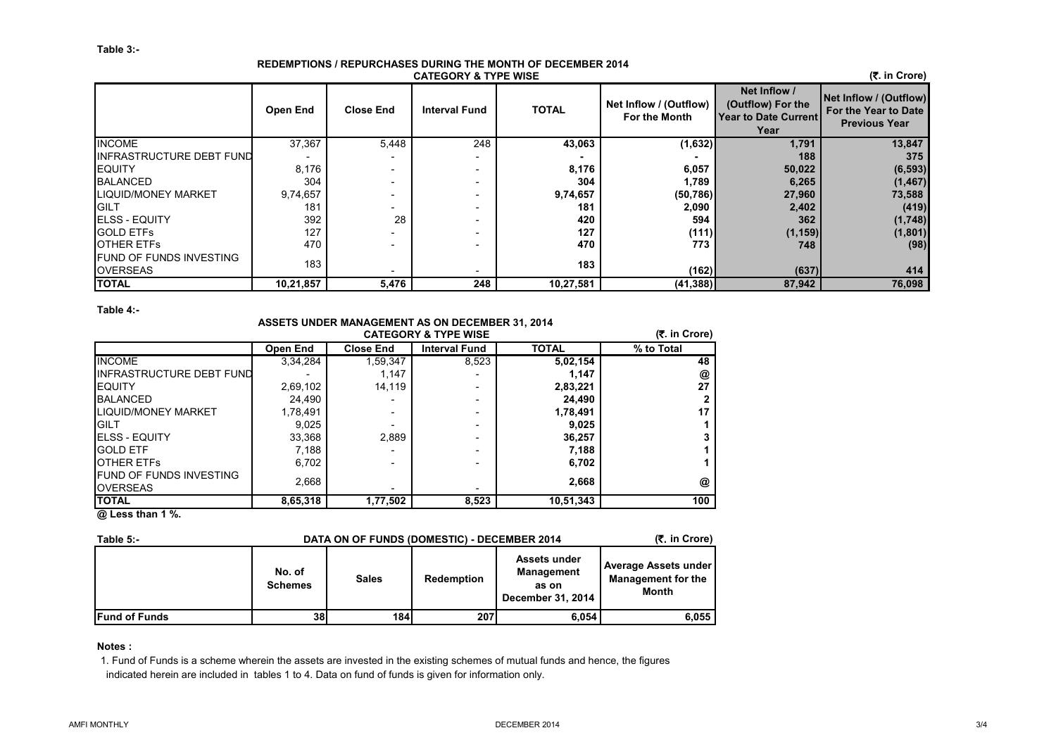**Table 3:-**

## REDEMPTIONS / REPURCHASES DURING THE MONTH OF DECEMBER 2014
### CATEGORY & TYPE WISE

(₹. in Crore)

| | Open End | Close End | Interval Fund | TOTAL | Net Inflow / (Outflow) For the Month | Net Inflow / (Outflow) For the Year to Date Current Year | Net Inflow / (Outflow) For the Year to Date Previous Year |
|---|---|---|---|---|---|---|---|
| INCOME | 37,367 | 5,448 | 248 | **43,063** | **(1,632)** | **1,791** | **13,847** |
| INFRASTRUCTURE DEBT FUND | - | - | - | **-** | **-** | **188** | **375** |
| EQUITY | 8,176 | - | - | **8,176** | **6,057** | **50,022** | **(6,593)** |
| BALANCED | 304 | - | - | **304** | **1,789** | **6,265** | **(1,467)** |
| LIQUID/MONEY MARKET | 9,74,657 | - | - | **9,74,657** | **(50,786)** | **27,960** | **73,588** |
| GILT | 181 | - | - | **181** | **2,090** | **2,402** | **(419)** |
| ELSS - EQUITY | 392 | 28 | - | **420** | **594** | **362** | **(1,748)** |
| GOLD ETFs | 127 | - | - | **127** | **(111)** | **(1,159)** | **(1,801)** |
| OTHER ETFs | 470 | - | - | **470** | **773** | **748** | **(98)** |
| FUND OF FUNDS INVESTING OVERSEAS | 183 | - | - | **183** | **(162)** | **(637)** | **414** |
| **TOTAL** | **10,21,857** | **5,476** | **248** | **10,27,581** | **(41,388)** | **87,942** | **76,098** |

**Table 4:-**

## ASSETS UNDER MANAGEMENT AS ON DECEMBER 31, 2014
### CATEGORY & TYPE WISE

(₹. in Crore)

| | Open End | Close End | Interval Fund | TOTAL | % to Total |
|---|---|---|---|---|---|
| INCOME | 3,34,284 | 1,59,347 | 8,523 | **5,02,154** | **48** |
| INFRASTRUCTURE DEBT FUND | - | 1,147 | - | **1,147** | **@** |
| EQUITY | 2,69,102 | 14,119 | - | **2,83,221** | **27** |
| BALANCED | 24,490 | - | - | **24,490** | **2** |
| LIQUID/MONEY MARKET | 1,78,491 | - | - | **1,78,491** | **17** |
| GILT | 9,025 | - | - | **9,025** | **1** |
| ELSS - EQUITY | 33,368 | 2,889 | - | **36,257** | **3** |
| GOLD ETF | 7,188 | - | - | **7,188** | **1** |
| OTHER ETFs | 6,702 | - | - | **6,702** | **1** |
| FUND OF FUNDS INVESTING OVERSEAS | 2,668 | - | - | **2,668** | **@** |
| **TOTAL** | **8,65,318** | **1,77,502** | **8,523** | **10,51,343** | **100** |

**@ Less than 1 %.**

**Table 5:-**

## DATA ON OF FUNDS (DOMESTIC) - DECEMBER 2014

(₹. in Crore)

| | No. of Schemes | Sales | Redemption | Assets under Management as on December 31, 2014 | Average Assets under Management for the Month |
|---|---|---|---|---|---|
| **Fund of Funds** | **38** | **184** | **207** | **6,054** | **6,055** |

**Notes :**

1. Fund of Funds is a scheme wherein the assets are invested in the existing schemes of mutual funds and hence, the figures indicated herein are included in tables 1 to 4. Data on fund of funds is given for information only.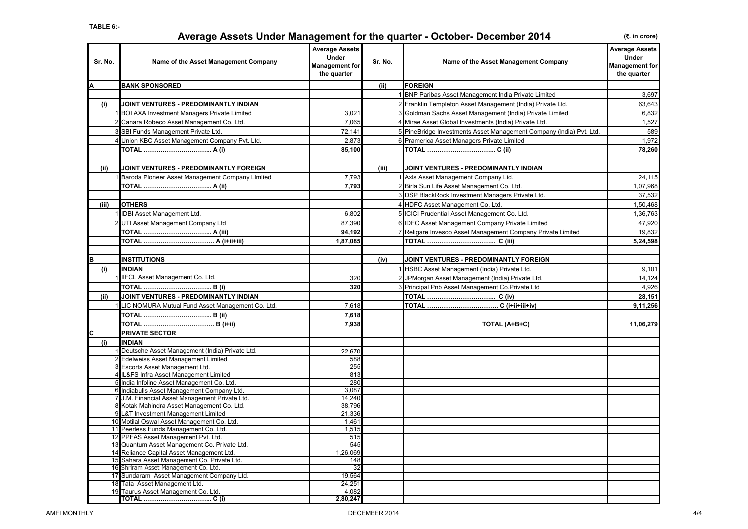TABLE 6:-

## Average Assets Under Management for the quarter - October- December 2014

(₹. in crore)

| Sr. No. | Name of the Asset Management Company | Average Assets Under Management for the quarter | Sr. No. | Name of the Asset Management Company | Average Assets Under Management for the quarter |
|---|---|---|---|---|---|
| **A** | **BANK SPONSORED** | | **(ii)** | **FOREIGN** | |
| | | | 1 | BNP Paribas Asset Management India Private Limited | 3,697 |
| **(i)** | **JOINT VENTURES - PREDOMINANTLY INDIAN** | | 2 | Franklin Templeton Asset Management (India) Private Ltd. | 63,643 |
| 1 | BOI AXA Investment Managers Private Limited | 3,021 | 3 | Goldman Sachs Asset Management (India) Private Limited | 6,832 |
| 2 | Canara Robeco Asset Management Co. Ltd. | 7,065 | 4 | Mirae Asset Global Investments (India) Private Ltd. | 1,527 |
| 3 | SBI Funds Management Private Ltd. | 72,141 | 5 | PineBridge Investments Asset Management Company (India) Pvt. Ltd. | 589 |
| 4 | Union KBC Asset Management Company Pvt. Ltd. | 2,873 | 6 | Pramerica Asset Managers Private Limited | 1,972 |
| | **TOTAL ………………………….. A (i)** | **85,100** | | **TOTAL ………………………….. C (ii)** | **78,260** |
| | | | | | |
| **(ii)** | **JOINT VENTURES - PREDOMINANTLY FOREIGN** | | **(iii)** | **JOINT VENTURES - PREDOMINANTLY INDIAN** | |
| 1 | Baroda Pioneer Asset Management Company Limited | 7,793 | 1 | Axis Asset Management Company Ltd. | 24,115 |
| | **TOTAL ………………………….. A (ii)** | **7,793** | 2 | Birla Sun Life Asset Management Co. Ltd. | 1,07,968 |
| | | | 3 | DSP BlackRock Investment Managers Private Ltd. | 37,532 |
| **(iii)** | **OTHERS** | | 4 | HDFC Asset Management Co. Ltd. | 1,50,468 |
| 1 | IDBI Asset Management Ltd. | 6,802 | 5 | ICICI Prudential Asset Management Co. Ltd. | 1,36,763 |
| 2 | UTI Asset Management Company Ltd | 87,390 | 6 | IDFC Asset Management Company Private Limited | 47,920 |
| | **TOTAL ………………………….. A (iii)** | **94,192** | 7 | Religare Invesco Asset Management Company Private Limited | 19,832 |
| | **TOTAL ……………………………. A (i+ii+iii)** | **1,87,085** | | **TOTAL ………………………….. C (iii)** | **5,24,598** |
| | | | | | |
| **B** | **INSTITUTIONS** | | **(iv)** | **JOINT VENTURES - PREDOMINANTLY FOREIGN** | |
| **(i)** | **INDIAN** | | 1 | HSBC Asset Management (India) Private Ltd. | 9,101 |
| 1 | IIFCL Asset Management Co. Ltd. | 320 | 2 | JPMorgan Asset Management (India) Private Ltd. | 14,124 |
| | **TOTAL ………………………….. B (i)** | **320** | 3 | Principal Pnb Asset Management Co.Private Ltd | 4,926 |
| **(ii)** | **JOINT VENTURES - PREDOMINANTLY INDIAN** | | | **TOTAL ………………………….. C (iv)** | **28,151** |
| 1 | LIC NOMURA Mutual Fund Asset Management Co. Ltd. | 7,618 | | **TOTAL ……………………………. C (i+ii+iii+iv)** | **9,11,256** |
| | **TOTAL ………………………….. B (ii)** | **7,618** | | | |
| | **TOTAL ……………………………. B (i+ii)** | **7,938** | | **TOTAL (A+B+C)** | **11,06,279** |
| **C** | **PRIVATE SECTOR** | | | | |
| **(i)** | **INDIAN** | | | | |
| 1 | Deutsche Asset Management (India) Private Ltd. | 22,670 | | | |
| 2 | Edelweiss Asset Management Limited | 588 | | | |
| 3 | Escorts Asset Management Ltd. | 255 | | | |
| 4 | IL&FS Infra Asset Management Limited | 813 | | | |
| 5 | India Infoline Asset Management Co. Ltd. | 280 | | | |
| 6 | Indiabulls Asset Management Company Ltd. | 3,087 | | | |
| 7 | J.M. Financial Asset Management Private Ltd. | 14,240 | | | |
| 8 | Kotak Mahindra Asset Management Co. Ltd. | 38,796 | | | |
| 9 | L&T Investment Management Limited | 21,336 | | | |
| 10 | Motilal Oswal Asset Management Co. Ltd. | 1,461 | | | |
| 11 | Peerless Funds Management Co. Ltd. | 1,515 | | | |
| 12 | PPFAS Asset Management Pvt. Ltd. | 515 | | | |
| 13 | Quantum Asset Management Co. Private Ltd. | 545 | | | |
| 14 | Reliance Capital Asset Management Ltd. | 1,26,069 | | | |
| 15 | Sahara Asset Management Co. Private Ltd. | 148 | | | |
| 16 | Shriram Asset Management Co. Ltd. | 32 | | | |
| 17 | Sundaram Asset Management Company Ltd. | 19,564 | | | |
| 18 | Tata Asset Management Ltd. | 24,251 | | | |
| 19 | Taurus Asset Management Co. Ltd. | 4,082 | | | |
| | **TOTAL ………………………….. C (i)** | **2,80,247** | | | |

AMFI MONTHLY DECEMBER 2014